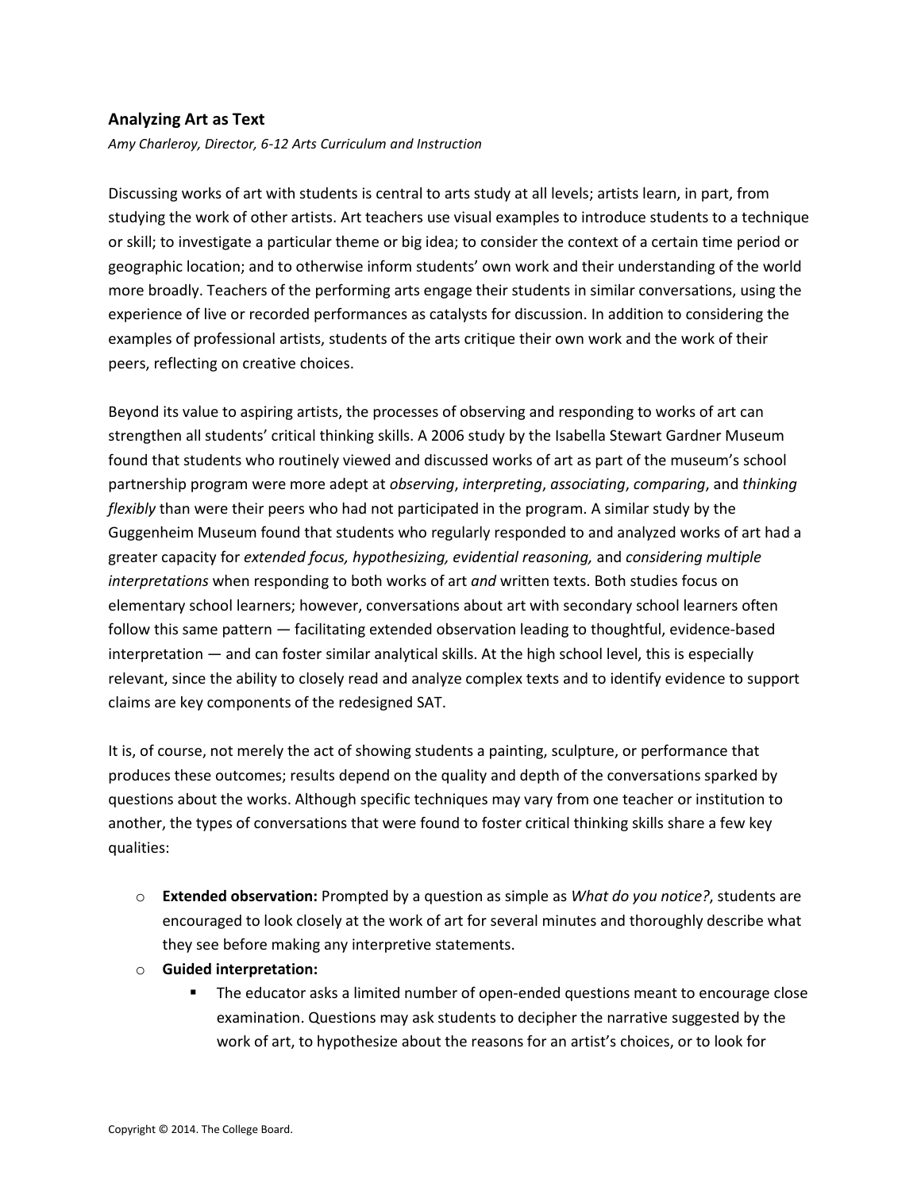# Analyzing Art as Text

*Amy Charleroy, Director, 6-12 Arts Curriculum and Instruction*

Discussing works of art with students is central to arts study at all levels; artists learn, in part, from studying the work of other artists. Art teachers use visual examples to introduce students to a technique or skill; to investigate a particular theme or big idea; to consider the context of a certain time period or geographic location; and to otherwise inform students' own work and their understanding of the world more broadly. Teachers of the performing arts engage their students in similar conversations, using the experience of live or recorded performances as catalysts for discussion. In addition to considering the examples of professional artists, students of the arts critique their own work and the work of their peers, reflecting on creative choices.

Beyond its value to aspiring artists, the processes of observing and responding to works of art can strengthen all students' critical thinking skills. A 2006 study by the Isabella Stewart Gardner Museum found that students who routinely viewed and discussed works of art as part of the museum's school partnership program were more adept at *observing*, *interpreting*, *associating*, *comparing*, and *thinking flexibly* than were their peers who had not participated in the program. A similar study by the Guggenheim Museum found that students who regularly responded to and analyzed works of art had a greater capacity for *extended focus, hypothesizing, evidential reasoning,* and *considering multiple interpretations* when responding to both works of art *and* written texts. Both studies focus on elementary school learners; however, conversations about art with secondary school learners often follow this same pattern — facilitating extended observation leading to thoughtful, evidence-based interpretation — and can foster similar analytical skills. At the high school level, this is especially relevant, since the ability to closely read and analyze complex texts and to identify evidence to support claims are key components of the redesigned SAT.

It is, of course, not merely the act of showing students a painting, sculpture, or performance that produces these outcomes; results depend on the quality and depth of the conversations sparked by questions about the works. Although specific techniques may vary from one teacher or institution to another, the types of conversations that were found to foster critical thinking skills share a few key qualities:

- **Extended observation:** Prompted by a question as simple as *What do you notice?*, students are encouraged to look closely at the work of art for several minutes and thoroughly describe what they see before making any interpretive statements.
- **Guided interpretation:**
  - The educator asks a limited number of open-ended questions meant to encourage close examination. Questions may ask students to decipher the narrative suggested by the work of art, to hypothesize about the reasons for an artist's choices, or to look for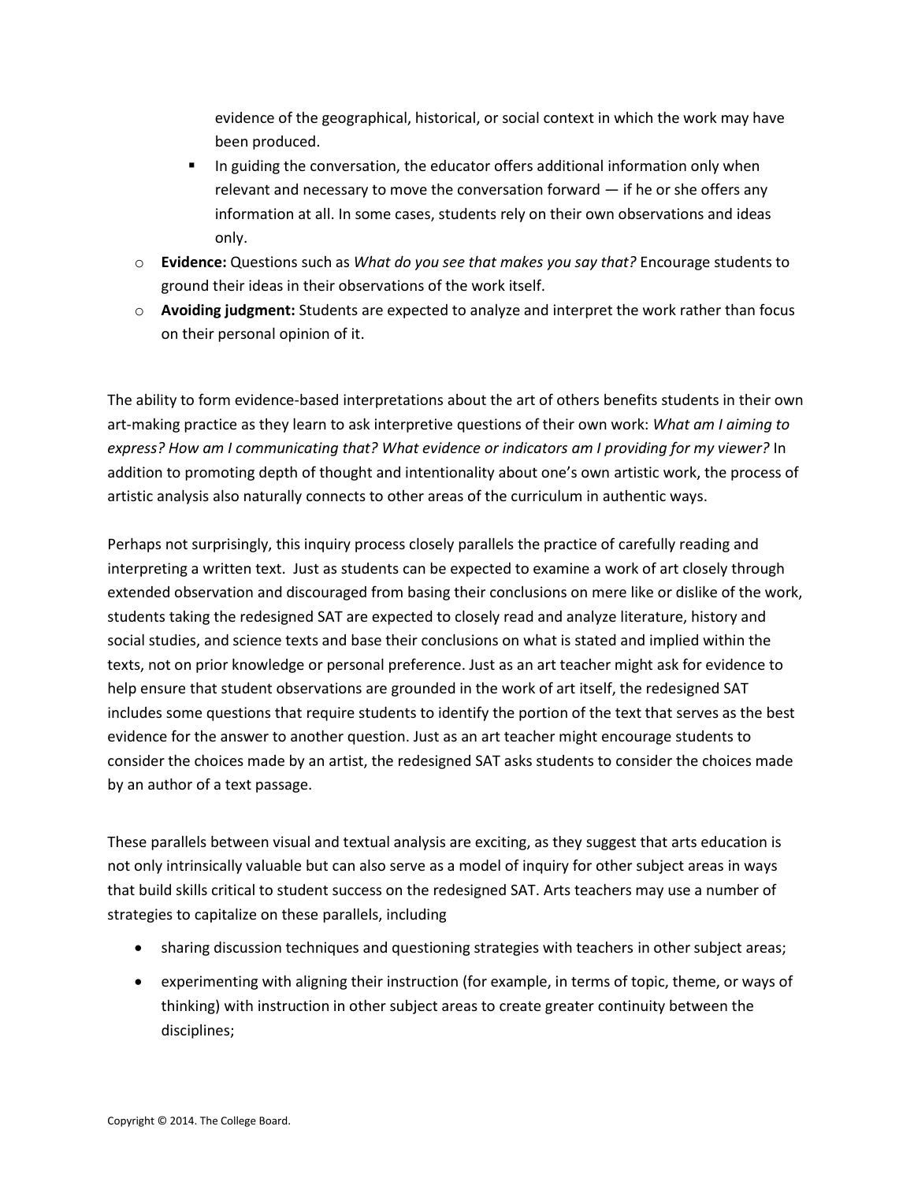evidence of the geographical, historical, or social context in which the work may have been produced.
  - In guiding the conversation, the educator offers additional information only when relevant and necessary to move the conversation forward — if he or she offers any information at all. In some cases, students rely on their own observations and ideas only.
- **Evidence:** Questions such as *What do you see that makes you say that?* Encourage students to ground their ideas in their observations of the work itself.
- **Avoiding judgment:** Students are expected to analyze and interpret the work rather than focus on their personal opinion of it.

The ability to form evidence-based interpretations about the art of others benefits students in their own art-making practice as they learn to ask interpretive questions of their own work: *What am I aiming to express? How am I communicating that? What evidence or indicators am I providing for my viewer?* In addition to promoting depth of thought and intentionality about one's own artistic work, the process of artistic analysis also naturally connects to other areas of the curriculum in authentic ways.

Perhaps not surprisingly, this inquiry process closely parallels the practice of carefully reading and interpreting a written text. Just as students can be expected to examine a work of art closely through extended observation and discouraged from basing their conclusions on mere like or dislike of the work, students taking the redesigned SAT are expected to closely read and analyze literature, history and social studies, and science texts and base their conclusions on what is stated and implied within the texts, not on prior knowledge or personal preference. Just as an art teacher might ask for evidence to help ensure that student observations are grounded in the work of art itself, the redesigned SAT includes some questions that require students to identify the portion of the text that serves as the best evidence for the answer to another question. Just as an art teacher might encourage students to consider the choices made by an artist, the redesigned SAT asks students to consider the choices made by an author of a text passage.

These parallels between visual and textual analysis are exciting, as they suggest that arts education is not only intrinsically valuable but can also serve as a model of inquiry for other subject areas in ways that build skills critical to student success on the redesigned SAT. Arts teachers may use a number of strategies to capitalize on these parallels, including

- sharing discussion techniques and questioning strategies with teachers in other subject areas;
- experimenting with aligning their instruction (for example, in terms of topic, theme, or ways of thinking) with instruction in other subject areas to create greater continuity between the disciplines;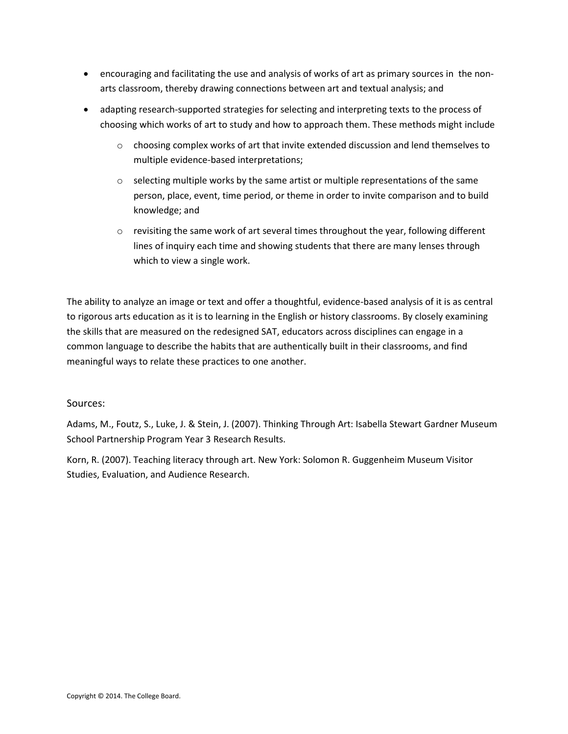- encouraging and facilitating the use and analysis of works of art as primary sources in the non-arts classroom, thereby drawing connections between art and textual analysis; and
- adapting research-supported strategies for selecting and interpreting texts to the process of choosing which works of art to study and how to approach them. These methods might include
  - choosing complex works of art that invite extended discussion and lend themselves to multiple evidence-based interpretations;
  - selecting multiple works by the same artist or multiple representations of the same person, place, event, time period, or theme in order to invite comparison and to build knowledge; and
  - revisiting the same work of art several times throughout the year, following different lines of inquiry each time and showing students that there are many lenses through which to view a single work.

The ability to analyze an image or text and offer a thoughtful, evidence-based analysis of it is as central to rigorous arts education as it is to learning in the English or history classrooms. By closely examining the skills that are measured on the redesigned SAT, educators across disciplines can engage in a common language to describe the habits that are authentically built in their classrooms, and find meaningful ways to relate these practices to one another.

Sources:

Adams, M., Foutz, S., Luke, J. & Stein, J. (2007). Thinking Through Art: Isabella Stewart Gardner Museum School Partnership Program Year 3 Research Results.

Korn, R. (2007). Teaching literacy through art. New York: Solomon R. Guggenheim Museum Visitor Studies, Evaluation, and Audience Research.

Copyright © 2014. The College Board.